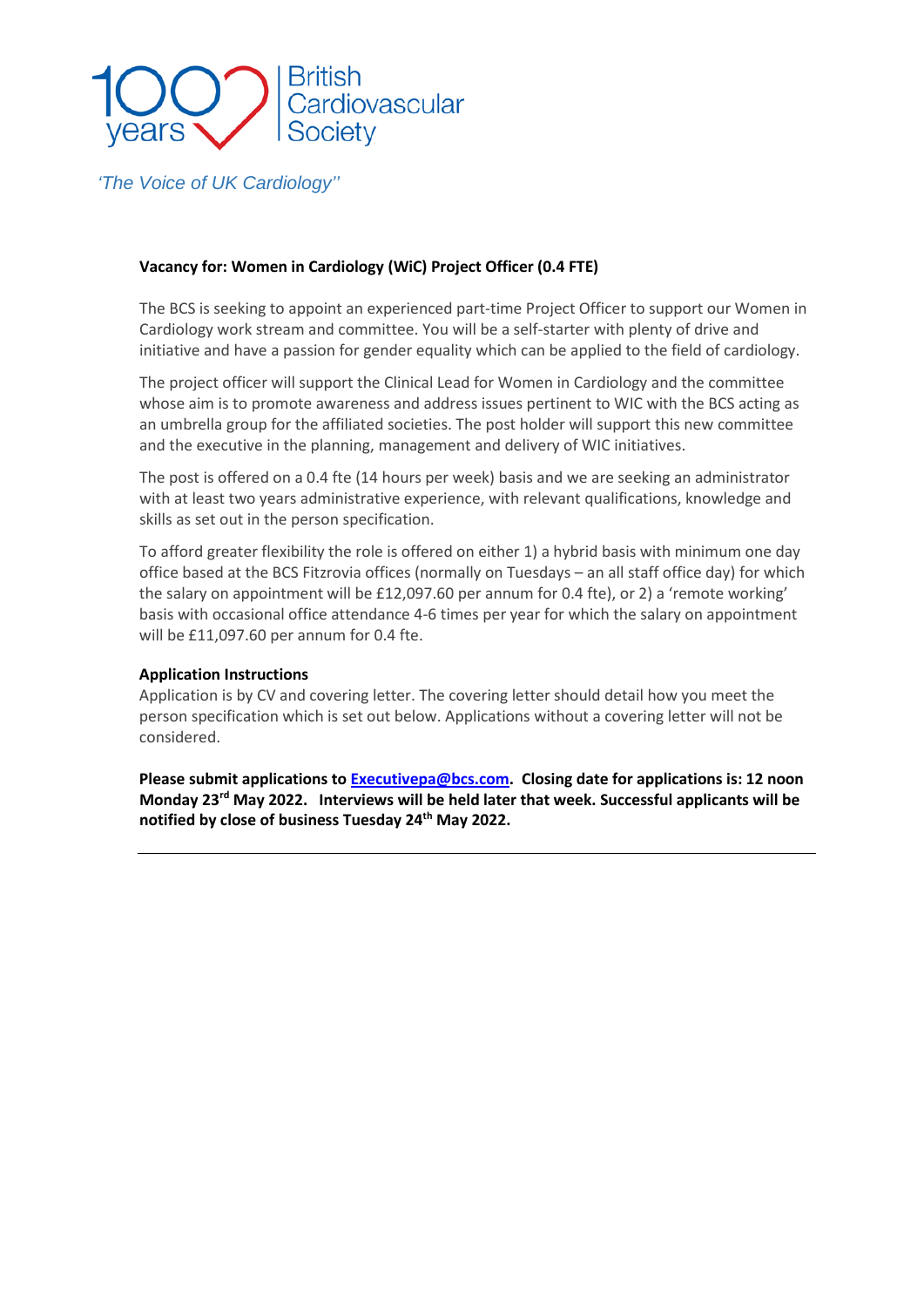100 years British Cardiovascular Society

*'The Voice of UK Cardiology''*

**Vacancy for: Women in Cardiology (WiC) Project Officer (0.4 FTE)**

The BCS is seeking to appoint an experienced part-time Project Officer to support our Women in Cardiology work stream and committee. You will be a self-starter with plenty of drive and initiative and have a passion for gender equality which can be applied to the field of cardiology.

The project officer will support the Clinical Lead for Women in Cardiology and the committee whose aim is to promote awareness and address issues pertinent to WIC with the BCS acting as an umbrella group for the affiliated societies. The post holder will support this new committee and the executive in the planning, management and delivery of WIC initiatives.

The post is offered on a 0.4 fte (14 hours per week) basis and we are seeking an administrator with at least two years administrative experience, with relevant qualifications, knowledge and skills as set out in the person specification.

To afford greater flexibility the role is offered on either 1) a hybrid basis with minimum one day office based at the BCS Fitzrovia offices (normally on Tuesdays – an all staff office day) for which the salary on appointment will be £12,097.60 per annum for 0.4 fte), or 2) a 'remote working' basis with occasional office attendance 4-6 times per year for which the salary on appointment will be £11,097.60 per annum for 0.4 fte.

**Application Instructions**

Application is by CV and covering letter. The covering letter should detail how you meet the person specification which is set out below. Applications without a covering letter will not be considered.

**Please submit applications to Executivepa@bcs.com. Closing date for applications is: 12 noon Monday 23rd May 2022. Interviews will be held later that week. Successful applicants will be notified by close of business Tuesday 24th May 2022.**

---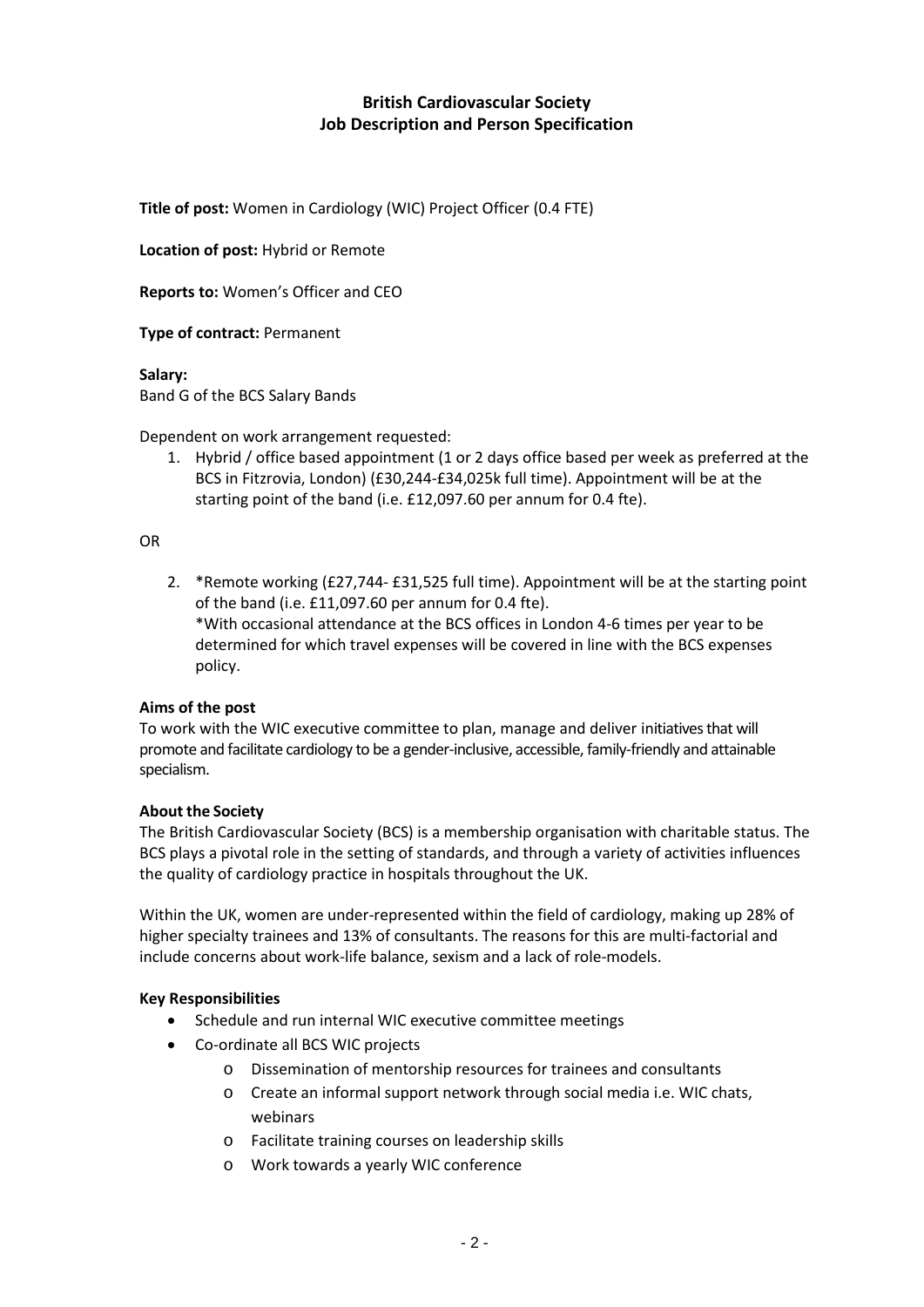# British Cardiovascular Society
# Job Description and Person Specification

**Title of post:** Women in Cardiology (WIC) Project Officer (0.4 FTE)

**Location of post:** Hybrid or Remote

**Reports to:** Women's Officer and CEO

**Type of contract:** Permanent

**Salary:**
Band G of the BCS Salary Bands

Dependent on work arrangement requested:

1. Hybrid / office based appointment (1 or 2 days office based per week as preferred at the BCS in Fitzrovia, London) (£30,244-£34,025k full time). Appointment will be at the starting point of the band (i.e. £12,097.60 per annum for 0.4 fte).

OR

2. *Remote working (£27,744- £31,525 full time). Appointment will be at the starting point of the band (i.e. £11,097.60 per annum for 0.4 fte).
   *With occasional attendance at the BCS offices in London 4-6 times per year to be determined for which travel expenses will be covered in line with the BCS expenses policy.

**Aims of the post**
To work with the WIC executive committee to plan, manage and deliver initiatives that will promote and facilitate cardiology to be a gender-inclusive, accessible, family-friendly and attainable specialism.

**About the Society**
The British Cardiovascular Society (BCS) is a membership organisation with charitable status. The BCS plays a pivotal role in the setting of standards, and through a variety of activities influences the quality of cardiology practice in hospitals throughout the UK.

Within the UK, women are under-represented within the field of cardiology, making up 28% of higher specialty trainees and 13% of consultants. The reasons for this are multi-factorial and include concerns about work-life balance, sexism and a lack of role-models.

**Key Responsibilities**

- Schedule and run internal WIC executive committee meetings
- Co-ordinate all BCS WIC projects
  - Dissemination of mentorship resources for trainees and consultants
  - Create an informal support network through social media i.e. WIC chats, webinars
  - Facilitate training courses on leadership skills
  - Work towards a yearly WIC conference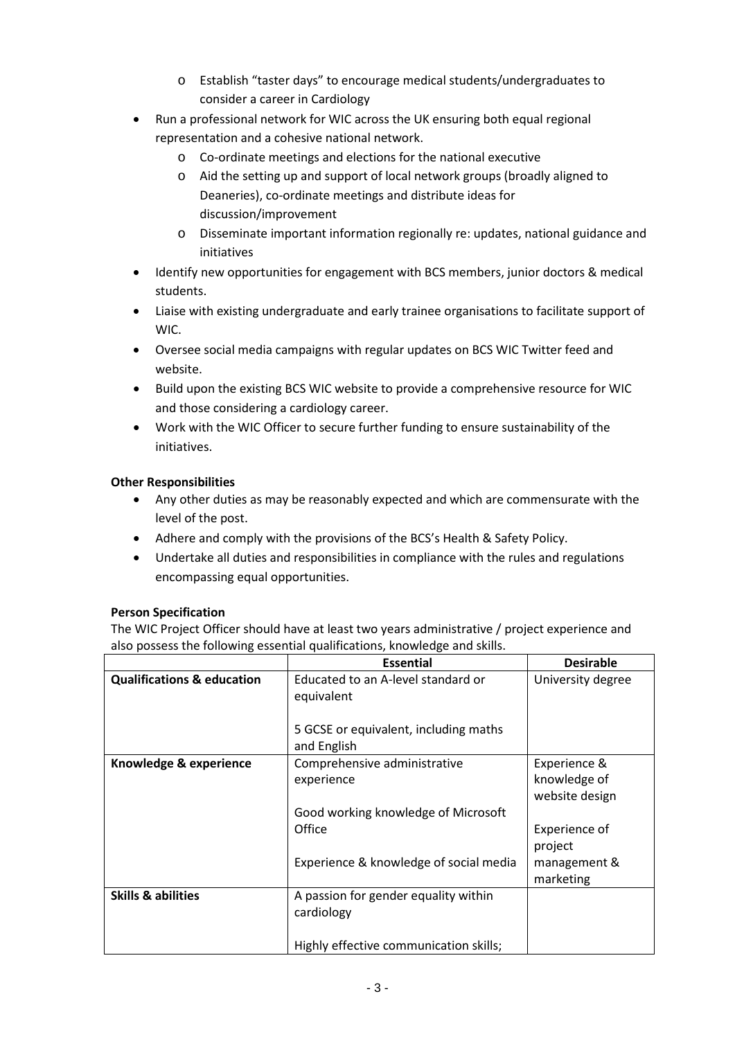- Establish "taster days" to encourage medical students/undergraduates to consider a career in Cardiology
- Run a professional network for WIC across the UK ensuring both equal regional representation and a cohesive national network.
    - Co-ordinate meetings and elections for the national executive
    - Aid the setting up and support of local network groups (broadly aligned to Deaneries), co-ordinate meetings and distribute ideas for discussion/improvement
    - Disseminate important information regionally re: updates, national guidance and initiatives
- Identify new opportunities for engagement with BCS members, junior doctors & medical students.
- Liaise with existing undergraduate and early trainee organisations to facilitate support of WIC.
- Oversee social media campaigns with regular updates on BCS WIC Twitter feed and website.
- Build upon the existing BCS WIC website to provide a comprehensive resource for WIC and those considering a cardiology career.
- Work with the WIC Officer to secure further funding to ensure sustainability of the initiatives.

**Other Responsibilities**

- Any other duties as may be reasonably expected and which are commensurate with the level of the post.
- Adhere and comply with the provisions of the BCS's Health & Safety Policy.
- Undertake all duties and responsibilities in compliance with the rules and regulations encompassing equal opportunities.

**Person Specification**

The WIC Project Officer should have at least two years administrative / project experience and also possess the following essential qualifications, knowledge and skills.

| | **Essential** | **Desirable** |
|---|---|---|
| **Qualifications & education** | Educated to an A-level standard or equivalent<br><br>5 GCSE or equivalent, including maths and English | University degree |
| **Knowledge & experience** | Comprehensive administrative experience<br><br>Good working knowledge of Microsoft Office<br><br>Experience & knowledge of social media | Experience & knowledge of website design<br><br>Experience of project management & marketing |
| **Skills & abilities** | A passion for gender equality within cardiology<br><br>Highly effective communication skills; | |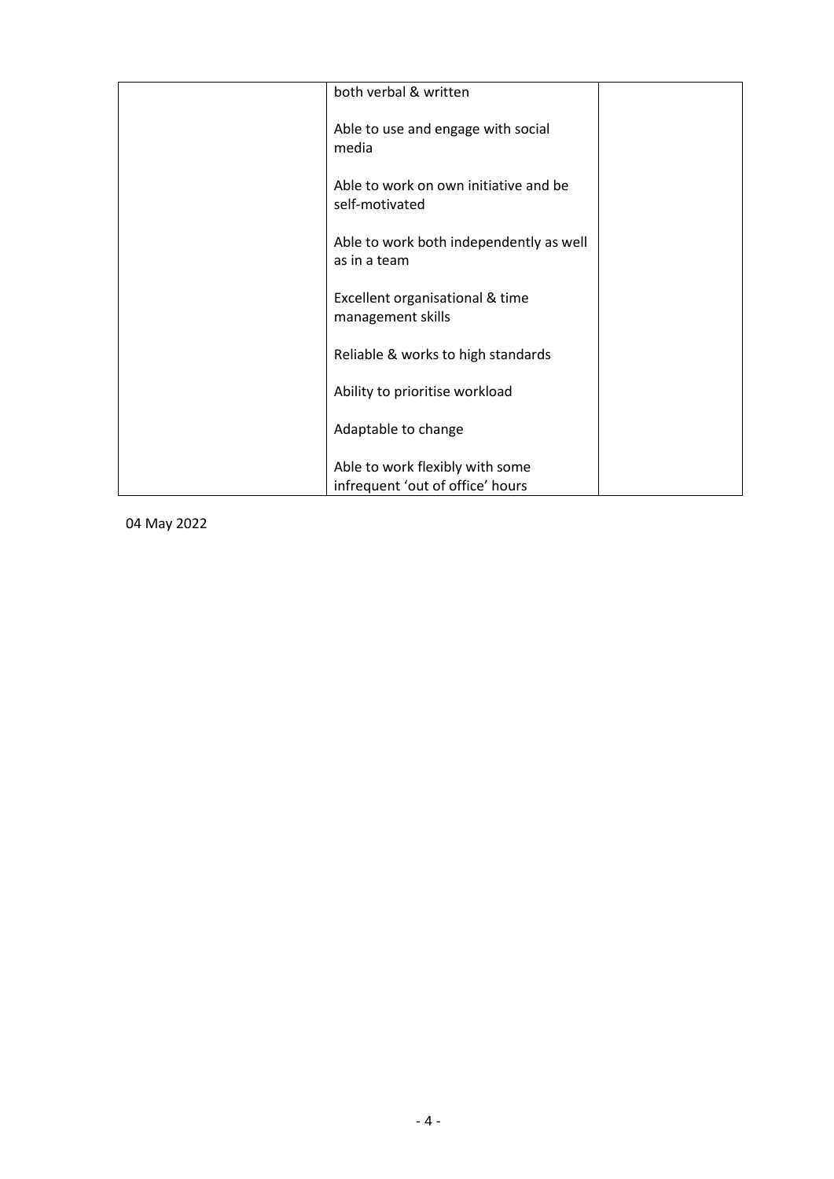| | | |
|---|---|---|
| | both verbal & written<br><br>Able to use and engage with social media<br><br>Able to work on own initiative and be self-motivated<br><br>Able to work both independently as well as in a team<br><br>Excellent organisational & time management skills<br><br>Reliable & works to high standards<br><br>Ability to prioritise workload<br><br>Adaptable to change<br><br>Able to work flexibly with some infrequent 'out of office' hours | |

04 May 2022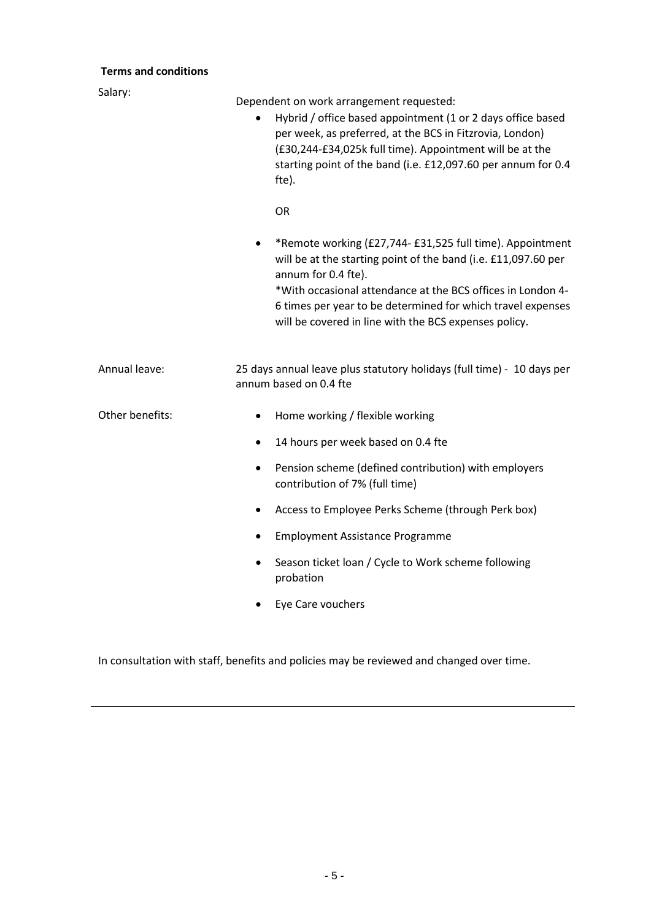**Terms and conditions**

| | |
|---|---|
| Salary: | Dependent on work arrangement requested:<br>• Hybrid / office based appointment (1 or 2 days office based per week, as preferred, at the BCS in Fitzrovia, London) (£30,244-£34,025k full time). Appointment will be at the starting point of the band (i.e. £12,097.60 per annum for 0.4 fte).<br><br>OR<br><br>• *Remote working (£27,744- £31,525 full time). Appointment will be at the starting point of the band (i.e. £11,097.60 per annum for 0.4 fte).<br>*With occasional attendance at the BCS offices in London 4-6 times per year to be determined for which travel expenses will be covered in line with the BCS expenses policy. |
| Annual leave: | 25 days annual leave plus statutory holidays (full time) - 10 days per annum based on 0.4 fte |
| Other benefits: | • Home working / flexible working<br>• 14 hours per week based on 0.4 fte<br>• Pension scheme (defined contribution) with employers contribution of 7% (full time)<br>• Access to Employee Perks Scheme (through Perk box)<br>• Employment Assistance Programme<br>• Season ticket loan / Cycle to Work scheme following probation<br>• Eye Care vouchers |

In consultation with staff, benefits and policies may be reviewed and changed over time.